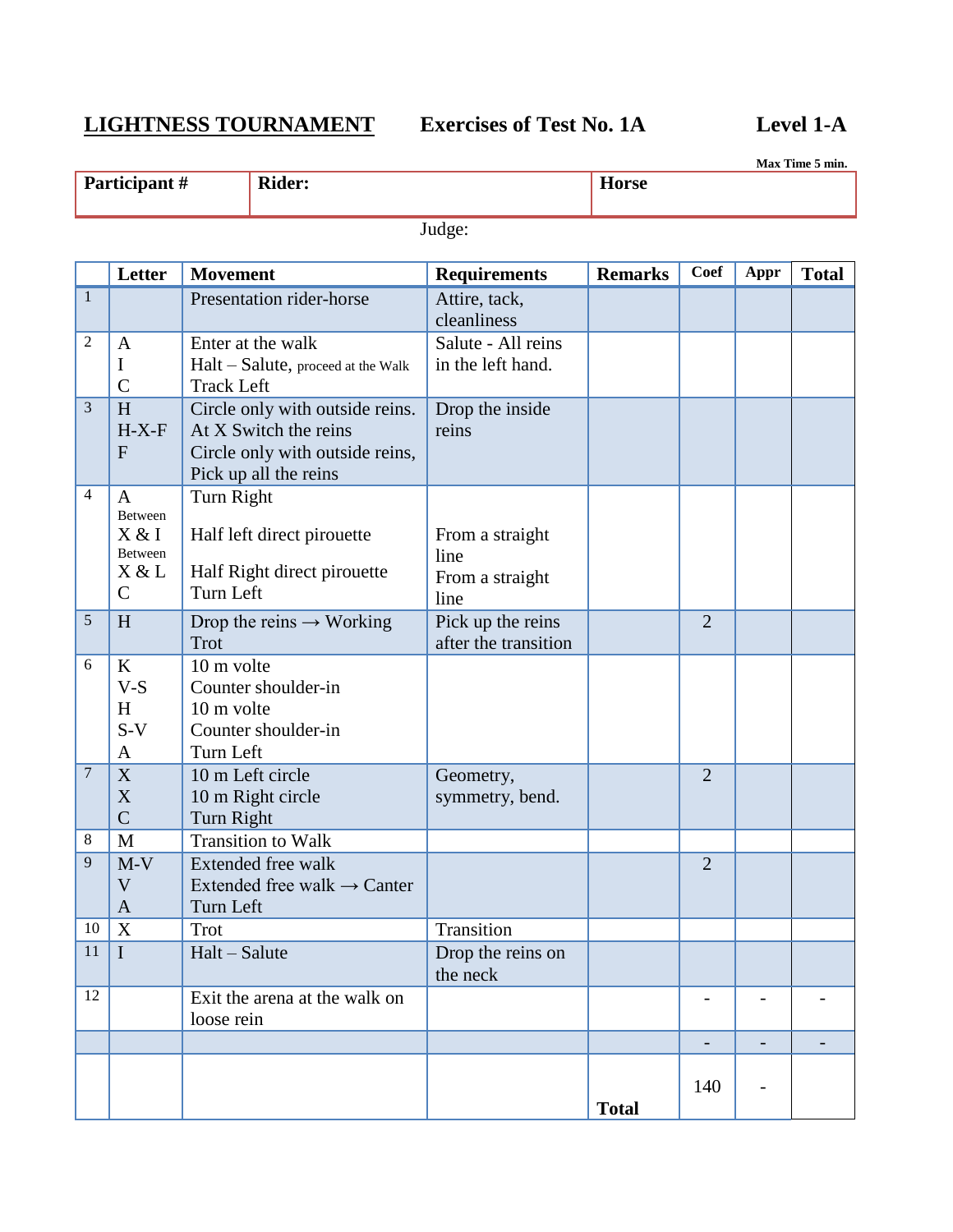**LIGHTNESS TOURNAMENT** **Exercises of Test No. 1A** **Level 1-A**

**Max Time 5 min.**

| **Participant #** | **Rider:** | **Horse** |
|---|---|---|

Judge:

| | **Letter** | **Movement** | **Requirements** | **Remarks** | **Coef** | **Appr** | **Total** |
|---|---|---|---|---|---|---|---|
| 1 | | Presentation rider-horse | Attire, tack, cleanliness | | | | |
| 2 | A<br>I<br>C | Enter at the walk<br>Halt – Salute, proceed at the Walk<br>Track Left | Salute - All reins in the left hand. | | | | |
| 3 | H<br>H-X-F<br>F | Circle only with outside reins.<br>At X Switch the reins<br>Circle only with outside reins, Pick up all the reins | Drop the inside reins | | | | |
| 4 | A<br>Between X & I<br>Between X & L<br>C | Turn Right<br>Half left direct pirouette<br>Half Right direct pirouette<br>Turn Left | From a straight line<br>From a straight line | | | | |
| 5 | H | Drop the reins → Working Trot | Pick up the reins after the transition | | 2 | | |
| 6 | K<br>V-S<br>H<br>S-V<br>A | 10 m volte<br>Counter shoulder-in<br>10 m volte<br>Counter shoulder-in<br>Turn Left | | | | | |
| 7 | X<br>X<br>C | 10 m Left circle<br>10 m Right circle<br>Turn Right | Geometry, symmetry, bend. | | 2 | | |
| 8 | M | Transition to Walk | | | | | |
| 9 | M-V<br>V<br>A | Extended free walk<br>Extended free walk → Canter<br>Turn Left | | | 2 | | |
| 10 | X | Trot | Transition | | | | |
| 11 | I | Halt – Salute | Drop the reins on the neck | | | | |
| 12 | | Exit the arena at the walk on loose rein | | | - | - | - |
| | | | | | - | - | - |
| | | | | **Total** | 140 | - | |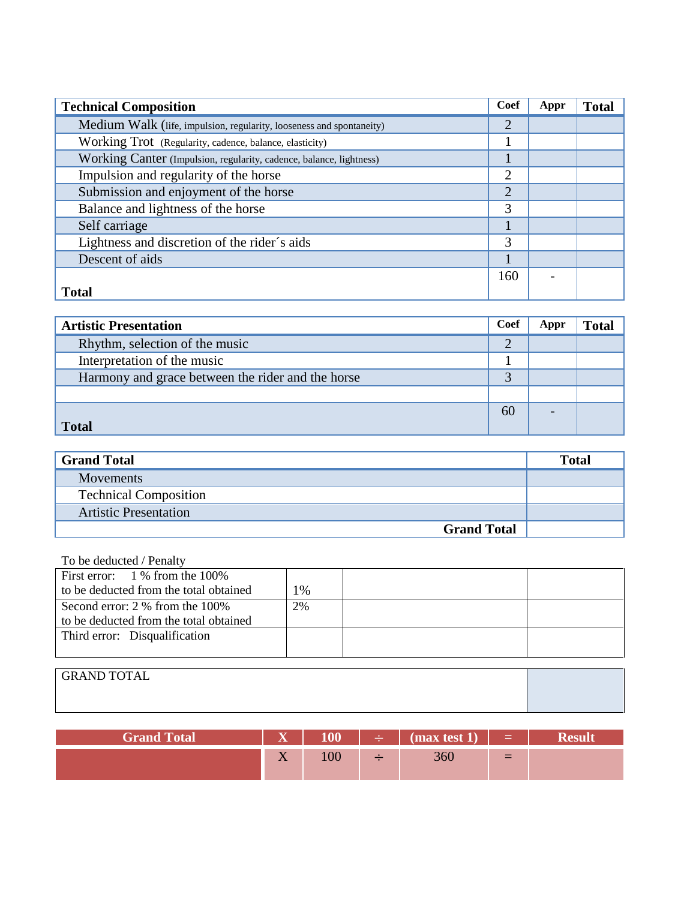| Technical Composition | Coef | Appr | Total |
|---|---|---|---|
| Medium Walk (life, impulsion, regularity, looseness and spontaneity) | 2 | | |
| Working Trot (Regularity, cadence, balance, elasticity) | 1 | | |
| Working Canter (Impulsion, regularity, cadence, balance, lightness) | 1 | | |
| Impulsion and regularity of the horse | 2 | | |
| Submission and enjoyment of the horse | 2 | | |
| Balance and lightness of the horse | 3 | | |
| Self carriage | 1 | | |
| Lightness and discretion of the rider´s aids | 3 | | |
| Descent of aids | 1 | | |
| **Total** | 160 | - | |

| Artistic Presentation | Coef | Appr | Total |
|---|---|---|---|
| Rhythm, selection of the music | 2 | | |
| Interpretation of the music | 1 | | |
| Harmony and grace between the rider and the horse | 3 | | |
| | | | |
| **Total** | 60 | - | |

| Grand Total | Total |
|---|---|
| Movements | |
| Technical Composition | |
| Artistic Presentation | |
| **Grand Total** | |

To be deducted / Penalty

| | | | |
|---|---|---|---|
| First error: 1 % from the 100% to be deducted from the total obtained | 1% | | |
| Second error: 2 % from the 100% to be deducted from the total obtained | 2% | | |
| Third error: Disqualification | | | |

| GRAND TOTAL | |
|---|---|

| Grand Total | X | 100 | ÷ | (max test 1) | = | Result |
|---|---|---|---|---|---|---|
| | X | 100 | ÷ | 360 | = | |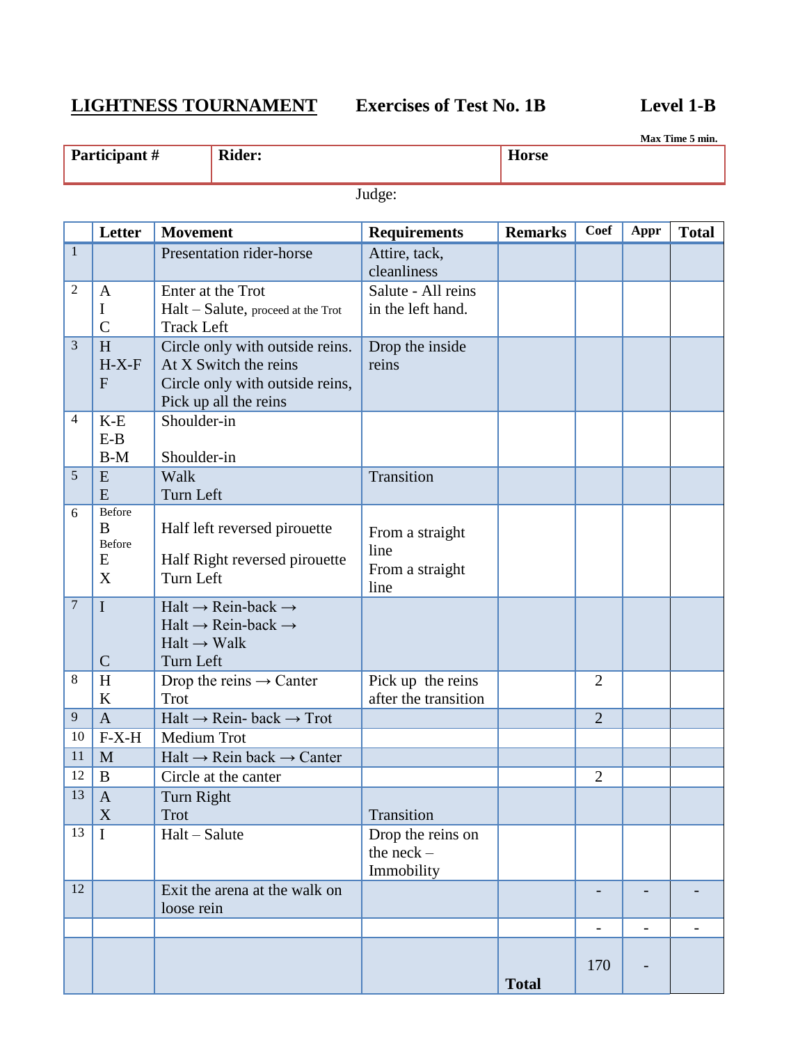**LIGHTNESS TOURNAMENT** **Exercises of Test No. 1B** **Level 1-B**

**Max Time 5 min.**

| **Participant #** | **Rider:** | **Horse** |
|---|---|---|

Judge:

| | **Letter** | **Movement** | **Requirements** | **Remarks** | **Coef** | **Appr** | **Total** |
|---|---|---|---|---|---|---|---|
| 1 | | Presentation rider-horse | Attire, tack, cleanliness | | | | |
| 2 | A<br>I<br>C | Enter at the Trot<br>Halt – Salute, proceed at the Trot<br>Track Left | Salute - All reins in the left hand. | | | | |
| 3 | H<br>H-X-F<br>F | Circle only with outside reins.<br>At X Switch the reins<br>Circle only with outside reins,<br>Pick up all the reins | Drop the inside reins | | | | |
| 4 | K-E<br>E-B<br>B-M | Shoulder-in<br><br>Shoulder-in | | | | | |
| 5 | E<br>E | Walk<br>Turn Left | Transition | | | | |
| 6 | Before B<br>Before E<br>X | Half left reversed pirouette<br>Half Right reversed pirouette<br>Turn Left | From a straight line<br>From a straight line | | | | |
| 7 | I<br><br><br>C | Halt → Rein-back →<br>Halt → Rein-back →<br>Halt → Walk<br>Turn Left | | | | | |
| 8 | H<br>K | Drop the reins → Canter<br>Trot | Pick up the reins after the transition | | 2 | | |
| 9 | A | Halt → Rein- back → Trot | | | 2 | | |
| 10 | F-X-H | Medium Trot | | | | | |
| 11 | M | Halt → Rein back → Canter | | | | | |
| 12 | B | Circle at the canter | | | 2 | | |
| 13 | A<br>X | Turn Right<br>Trot | Transition | | | | |
| 13 | I | Halt – Salute | Drop the reins on the neck – Immobility | | | | |
| 12 | | Exit the arena at the walk on loose rein | | | - | - | - |
| | | | | | - | - | - |
| | | | | **Total** | 170 | - | |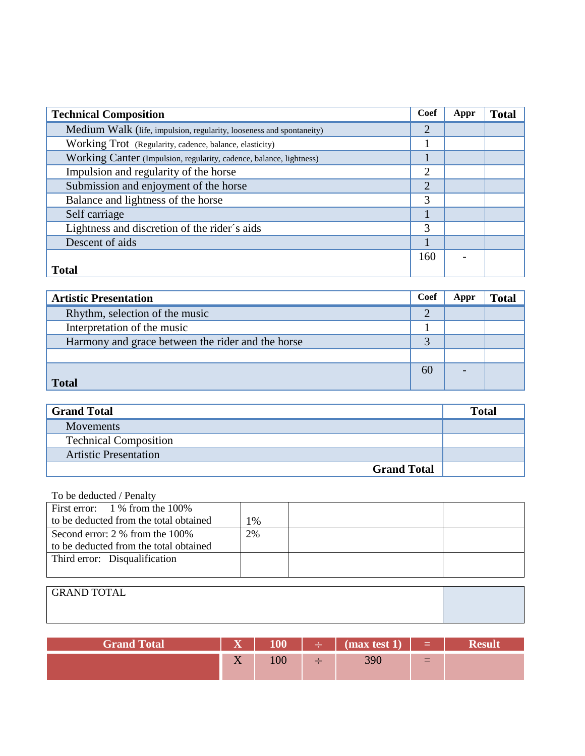| Technical Composition | Coef | Appr | Total |
|---|---|---|---|
| Medium Walk (life, impulsion, regularity, looseness and spontaneity) | 2 | | |
| Working Trot (Regularity, cadence, balance, elasticity) | 1 | | |
| Working Canter (Impulsion, regularity, cadence, balance, lightness) | 1 | | |
| Impulsion and regularity of the horse | 2 | | |
| Submission and enjoyment of the horse | 2 | | |
| Balance and lightness of the horse | 3 | | |
| Self carriage | 1 | | |
| Lightness and discretion of the rider´s aids | 3 | | |
| Descent of aids | 1 | | |
| **Total** | 160 | - | |

| Artistic Presentation | Coef | Appr | Total |
|---|---|---|---|
| Rhythm, selection of the music | 2 | | |
| Interpretation of the music | 1 | | |
| Harmony and grace between the rider and the horse | 3 | | |
| | | | |
| **Total** | 60 | - | |

| Grand Total | Total |
|---|---|
| Movements | |
| Technical Composition | |
| Artistic Presentation | |
| **Grand Total** | |

To be deducted / Penalty

| | | | |
|---|---|---|---|
| First error: 1 % from the 100% to be deducted from the total obtained | 1% | | |
| Second error: 2 % from the 100% to be deducted from the total obtained | 2% | | |
| Third error: Disqualification | | | |

| GRAND TOTAL | |
|---|---|

| Grand Total | X | 100 | ÷ | (max test 1) | = | Result |
|---|---|---|---|---|---|---|
| | X | 100 | ÷ | 390 | = | |